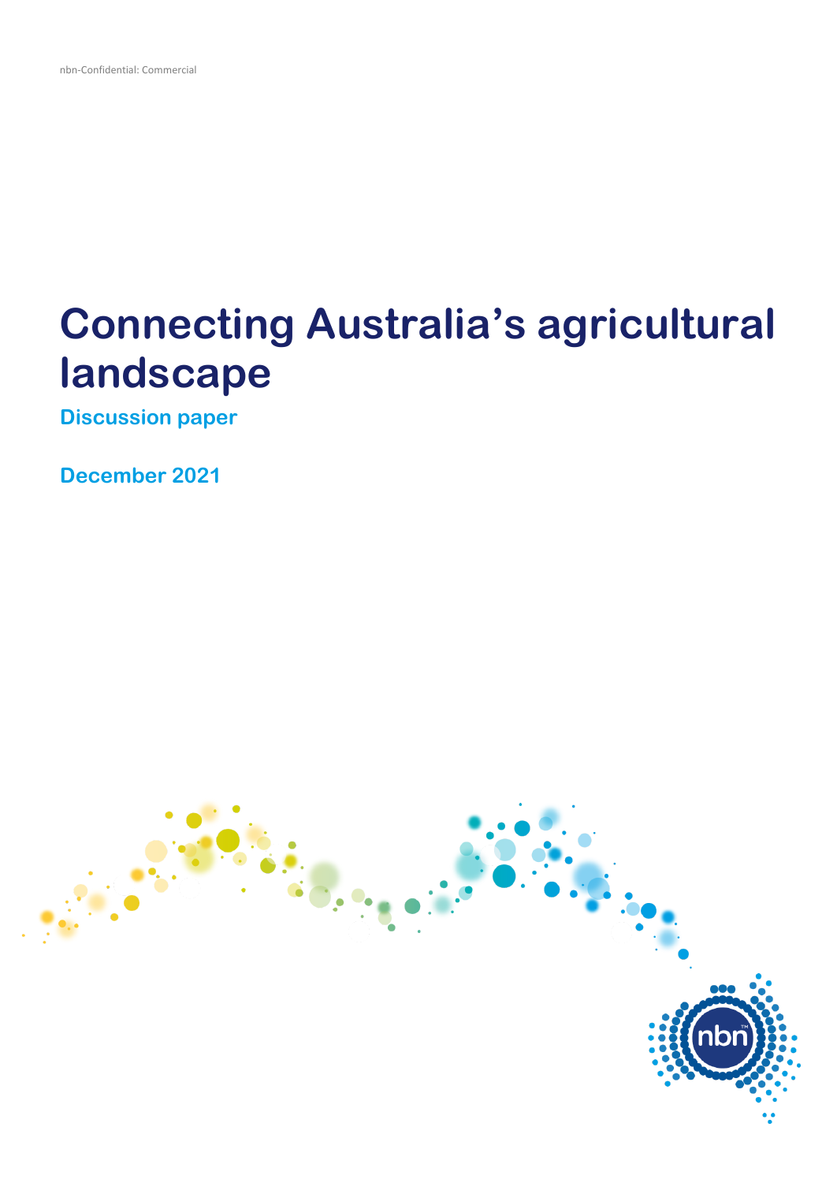nbn-Confidential: Commercial

# Connecting Australia's agricultural landscape

## Discussion paper

## December 2021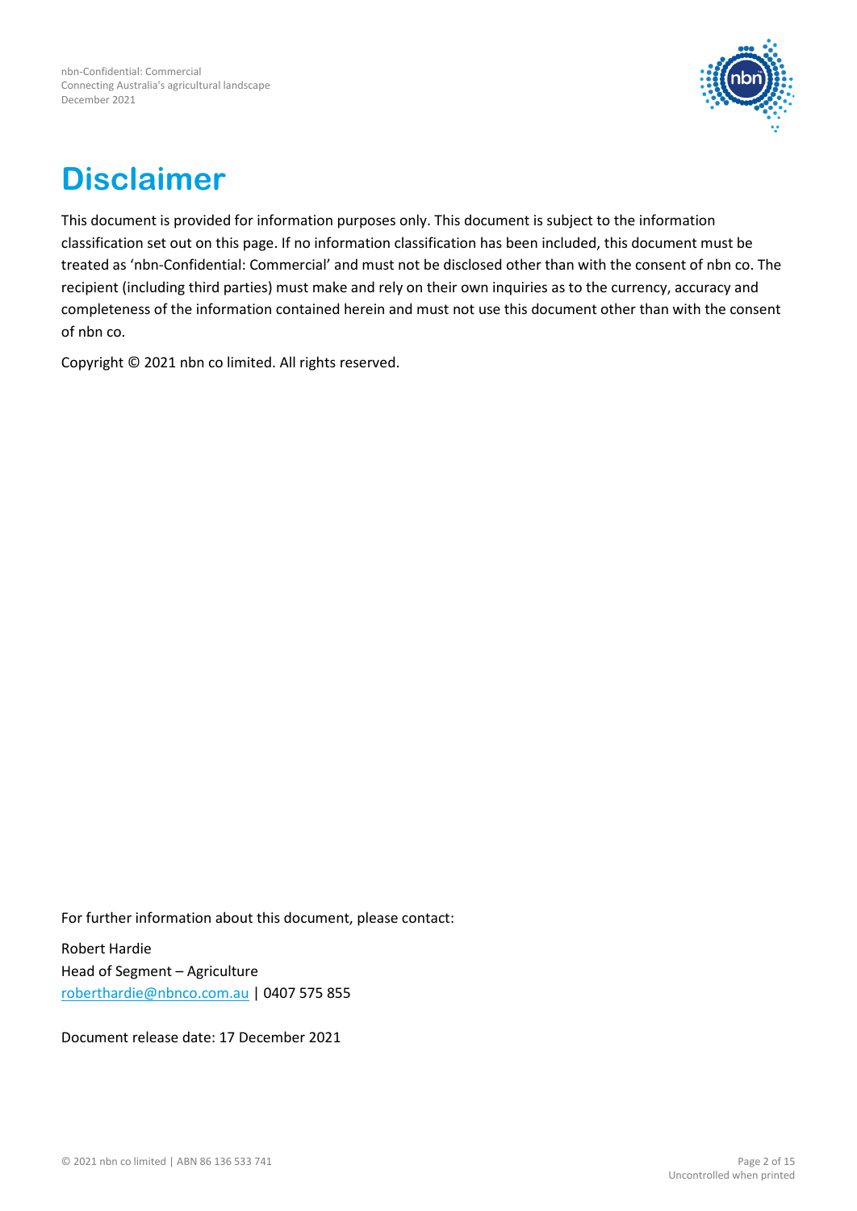# Disclaimer

This document is provided for information purposes only. This document is subject to the information classification set out on this page. If no information classification has been included, this document must be treated as 'nbn-Confidential: Commercial' and must not be disclosed other than with the consent of nbn co. The recipient (including third parties) must make and rely on their own inquiries as to the currency, accuracy and completeness of the information contained herein and must not use this document other than with the consent of nbn co.

Copyright © 2021 nbn co limited. All rights reserved.

For further information about this document, please contact:

Robert Hardie
Head of Segment – Agriculture
roberthardie@nbnco.com.au | 0407 575 855

Document release date: 17 December 2021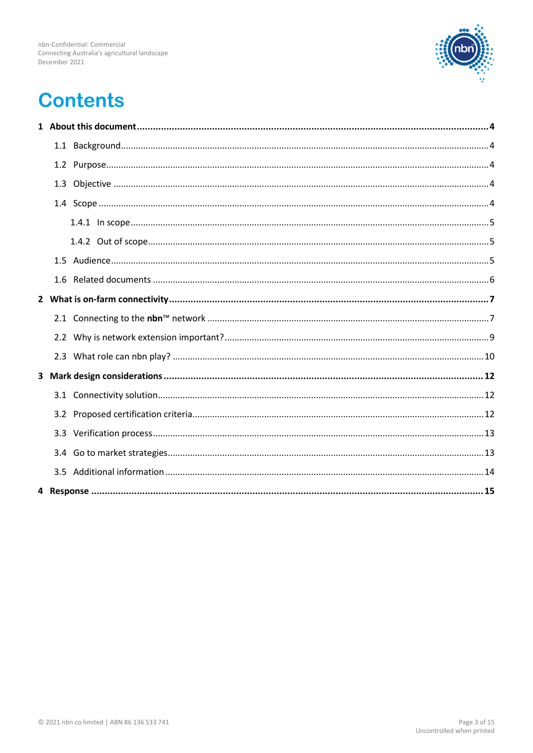# Contents

**1 About this document** .......... **4**

- 1.1 Background .......... 4
- 1.2 Purpose .......... 4
- 1.3 Objective .......... 4
- 1.4 Scope .......... 4
  - 1.4.1 In scope .......... 5
  - 1.4.2 Out of scope .......... 5
- 1.5 Audience .......... 5
- 1.6 Related documents .......... 6

**2 What is on-farm connectivity** .......... **7**

- 2.1 Connecting to the **nbn**™ network .......... 7
- 2.2 Why is network extension important? .......... 9
- 2.3 What role can nbn play? .......... 10

**3 Mark design considerations** .......... **12**

- 3.1 Connectivity solution .......... 12
- 3.2 Proposed certification criteria .......... 12
- 3.3 Verification process .......... 13
- 3.4 Go to market strategies .......... 13
- 3.5 Additional information .......... 14

**4 Response** .......... **15**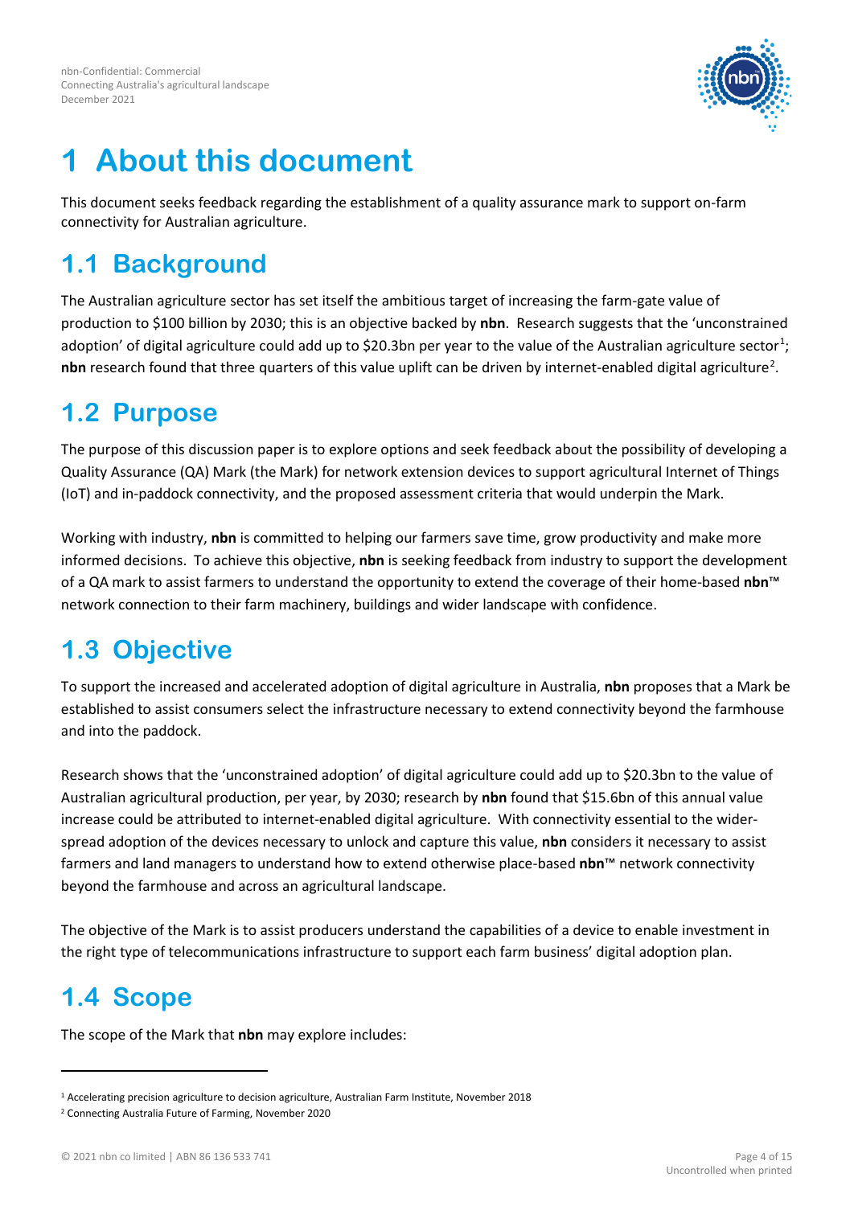# 1 About this document

This document seeks feedback regarding the establishment of a quality assurance mark to support on-farm connectivity for Australian agriculture.

## 1.1 Background

The Australian agriculture sector has set itself the ambitious target of increasing the farm-gate value of production to $100 billion by 2030; this is an objective backed by **nbn**. Research suggests that the 'unconstrained adoption' of digital agriculture could add up to $20.3bn per year to the value of the Australian agriculture sector[1]; **nbn** research found that three quarters of this value uplift can be driven by internet-enabled digital agriculture[2].

## 1.2 Purpose

The purpose of this discussion paper is to explore options and seek feedback about the possibility of developing a Quality Assurance (QA) Mark (the Mark) for network extension devices to support agricultural Internet of Things (IoT) and in-paddock connectivity, and the proposed assessment criteria that would underpin the Mark.

Working with industry, **nbn** is committed to helping our farmers save time, grow productivity and make more informed decisions. To achieve this objective, **nbn** is seeking feedback from industry to support the development of a QA mark to assist farmers to understand the opportunity to extend the coverage of their home-based **nbn**™ network connection to their farm machinery, buildings and wider landscape with confidence.

## 1.3 Objective

To support the increased and accelerated adoption of digital agriculture in Australia, **nbn** proposes that a Mark be established to assist consumers select the infrastructure necessary to extend connectivity beyond the farmhouse and into the paddock.

Research shows that the 'unconstrained adoption' of digital agriculture could add up to $20.3bn to the value of Australian agricultural production, per year, by 2030; research by **nbn** found that $15.6bn of this annual value increase could be attributed to internet-enabled digital agriculture. With connectivity essential to the wider-spread adoption of the devices necessary to unlock and capture this value, **nbn** considers it necessary to assist farmers and land managers to understand how to extend otherwise place-based **nbn**™ network connectivity beyond the farmhouse and across an agricultural landscape.

The objective of the Mark is to assist producers understand the capabilities of a device to enable investment in the right type of telecommunications infrastructure to support each farm business' digital adoption plan.

## 1.4 Scope

The scope of the Mark that **nbn** may explore includes:

---

[1] Accelerating precision agriculture to decision agriculture, Australian Farm Institute, November 2018

[2] Connecting Australia Future of Farming, November 2020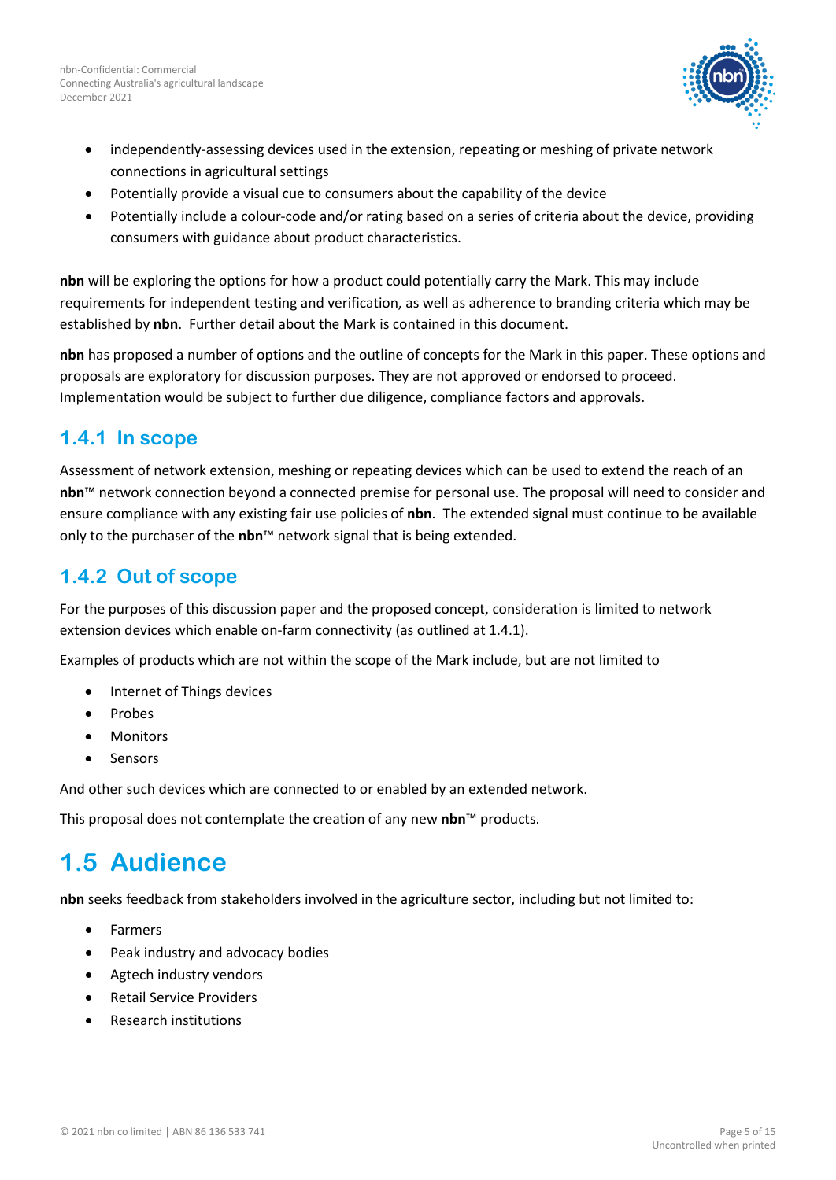- independently-assessing devices used in the extension, repeating or meshing of private network connections in agricultural settings
- Potentially provide a visual cue to consumers about the capability of the device
- Potentially include a colour-code and/or rating based on a series of criteria about the device, providing consumers with guidance about product characteristics.

**nbn** will be exploring the options for how a product could potentially carry the Mark. This may include requirements for independent testing and verification, as well as adherence to branding criteria which may be established by **nbn**. Further detail about the Mark is contained in this document.

**nbn** has proposed a number of options and the outline of concepts for the Mark in this paper. These options and proposals are exploratory for discussion purposes. They are not approved or endorsed to proceed. Implementation would be subject to further due diligence, compliance factors and approvals.

### 1.4.1 In scope

Assessment of network extension, meshing or repeating devices which can be used to extend the reach of an **nbn**™ network connection beyond a connected premise for personal use. The proposal will need to consider and ensure compliance with any existing fair use policies of **nbn**. The extended signal must continue to be available only to the purchaser of the **nbn**™ network signal that is being extended.

### 1.4.2 Out of scope

For the purposes of this discussion paper and the proposed concept, consideration is limited to network extension devices which enable on-farm connectivity (as outlined at 1.4.1).

Examples of products which are not within the scope of the Mark include, but are not limited to

- Internet of Things devices
- Probes
- Monitors
- Sensors

And other such devices which are connected to or enabled by an extended network.

This proposal does not contemplate the creation of any new **nbn**™ products.

## 1.5 Audience

**nbn** seeks feedback from stakeholders involved in the agriculture sector, including but not limited to:

- Farmers
- Peak industry and advocacy bodies
- Agtech industry vendors
- Retail Service Providers
- Research institutions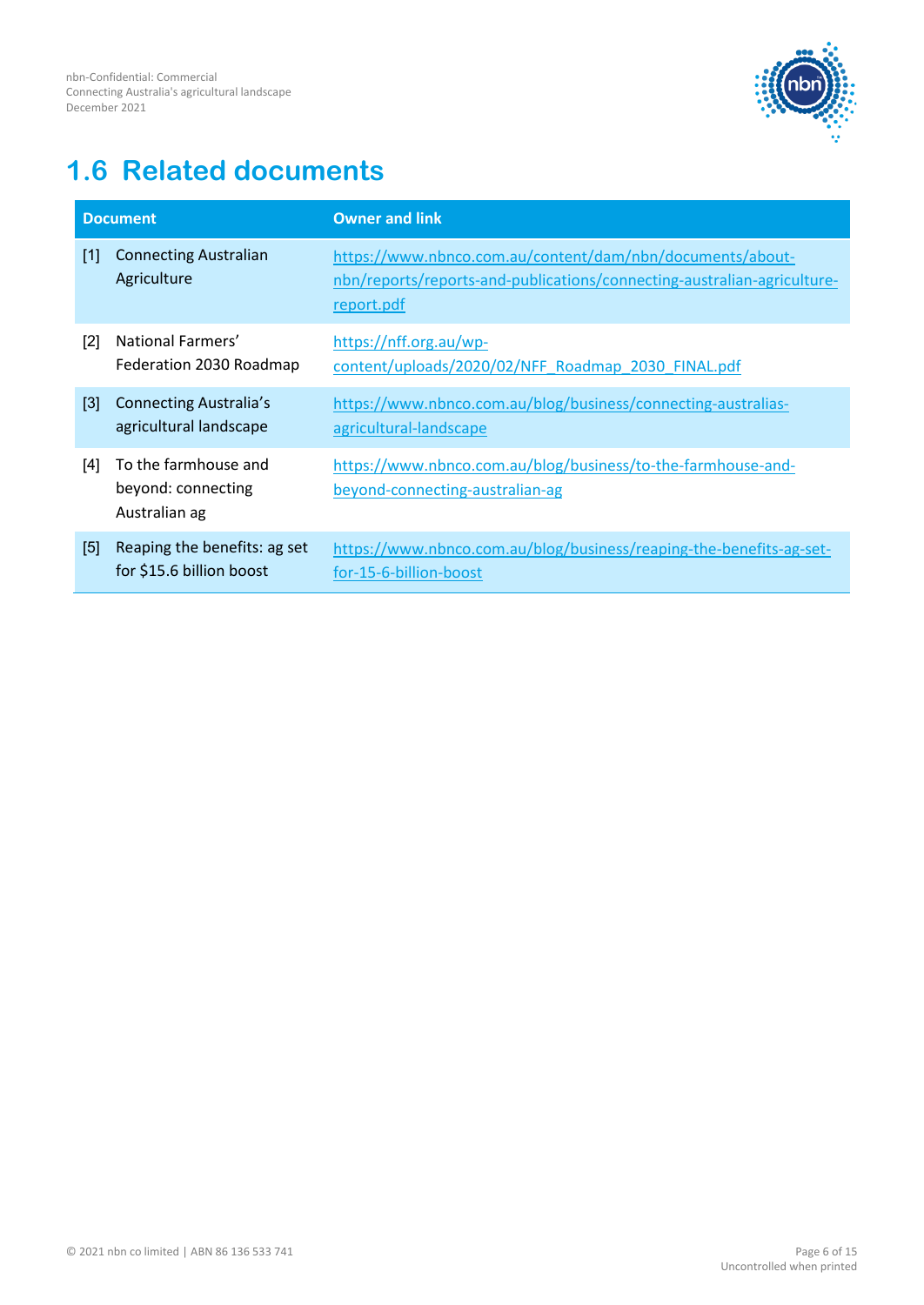## 1.6 Related documents

| Document | Owner and link |
|---|---|
| [1] Connecting Australian Agriculture | https://www.nbnco.com.au/content/dam/nbn/documents/about-nbn/reports/reports-and-publications/connecting-australian-agriculture-report.pdf |
| [2] National Farmers' Federation 2030 Roadmap | https://nff.org.au/wp-content/uploads/2020/02/NFF_Roadmap_2030_FINAL.pdf |
| [3] Connecting Australia's agricultural landscape | https://www.nbnco.com.au/blog/business/connecting-australias-agricultural-landscape |
| [4] To the farmhouse and beyond: connecting Australian ag | https://www.nbnco.com.au/blog/business/to-the-farmhouse-and-beyond-connecting-australian-ag |
| [5] Reaping the benefits: ag set for $15.6 billion boost | https://www.nbnco.com.au/blog/business/reaping-the-benefits-ag-set-for-15-6-billion-boost |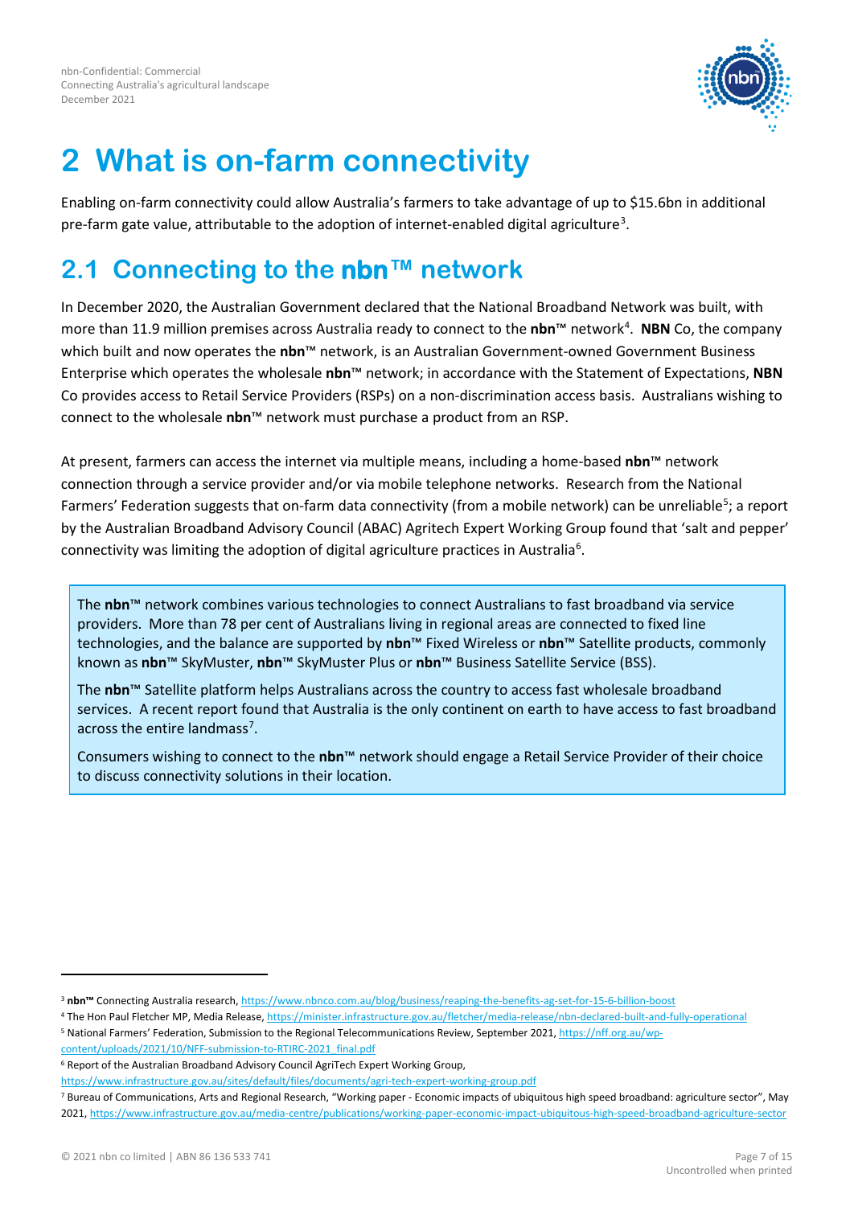# 2 What is on-farm connectivity

Enabling on-farm connectivity could allow Australia's farmers to take advantage of up to $15.6bn in additional pre-farm gate value, attributable to the adoption of internet-enabled digital agriculture[3].

## 2.1 Connecting to the nbn™ network

In December 2020, the Australian Government declared that the National Broadband Network was built, with more than 11.9 million premises across Australia ready to connect to the **nbn**™ network[4]. **NBN** Co, the company which built and now operates the **nbn**™ network, is an Australian Government-owned Government Business Enterprise which operates the wholesale **nbn**™ network; in accordance with the Statement of Expectations, **NBN** Co provides access to Retail Service Providers (RSPs) on a non-discrimination access basis. Australians wishing to connect to the wholesale **nbn**™ network must purchase a product from an RSP.

At present, farmers can access the internet via multiple means, including a home-based **nbn**™ network connection through a service provider and/or via mobile telephone networks. Research from the National Farmers' Federation suggests that on-farm data connectivity (from a mobile network) can be unreliable[5]; a report by the Australian Broadband Advisory Council (ABAC) Agritech Expert Working Group found that 'salt and pepper' connectivity was limiting the adoption of digital agriculture practices in Australia[6].

> The **nbn**™ network combines various technologies to connect Australians to fast broadband via service providers. More than 78 per cent of Australians living in regional areas are connected to fixed line technologies, and the balance are supported by **nbn**™ Fixed Wireless or **nbn**™ Satellite products, commonly known as **nbn**™ SkyMuster, **nbn**™ SkyMuster Plus or **nbn**™ Business Satellite Service (BSS).
>
> The **nbn**™ Satellite platform helps Australians across the country to access fast wholesale broadband services. A recent report found that Australia is the only continent on earth to have access to fast broadband across the entire landmass[7].
>
> Consumers wishing to connect to the **nbn**™ network should engage a Retail Service Provider of their choice to discuss connectivity solutions in their location.

---

[3] **nbn™** Connecting Australia research, https://www.nbnco.com.au/blog/business/reaping-the-benefits-ag-set-for-15-6-billion-boost

[4] The Hon Paul Fletcher MP, Media Release, https://minister.infrastructure.gov.au/fletcher/media-release/nbn-declared-built-and-fully-operational

[5] National Farmers' Federation, Submission to the Regional Telecommunications Review, September 2021, https://nff.org.au/wp-content/uploads/2021/10/NFF-submission-to-RTIRC-2021_final.pdf

[6] Report of the Australian Broadband Advisory Council AgriTech Expert Working Group, https://www.infrastructure.gov.au/sites/default/files/documents/agri-tech-expert-working-group.pdf

[7] Bureau of Communications, Arts and Regional Research, "Working paper - Economic impacts of ubiquitous high speed broadband: agriculture sector", May 2021, https://www.infrastructure.gov.au/media-centre/publications/working-paper-economic-impact-ubiquitous-high-speed-broadband-agriculture-sector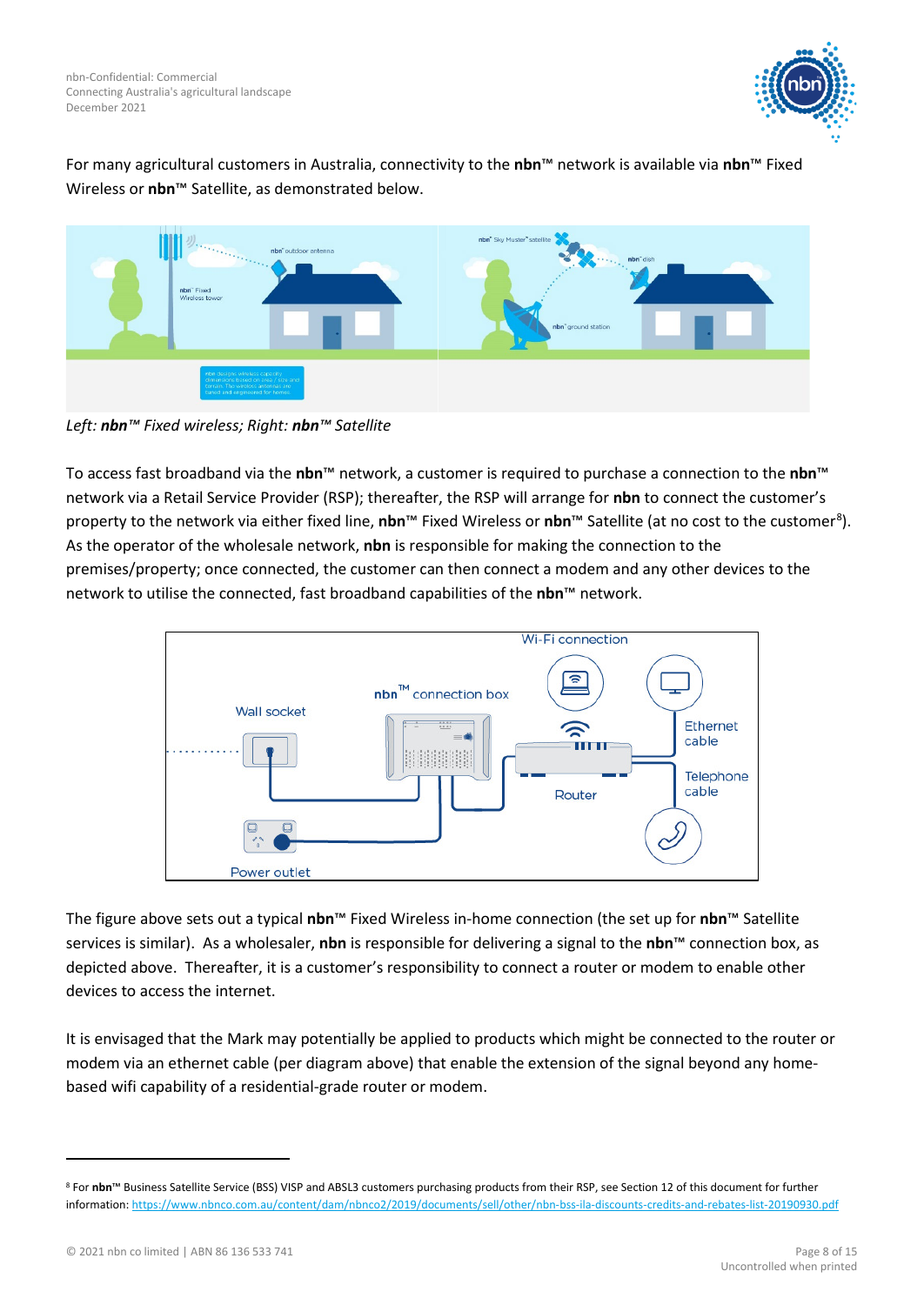For many agricultural customers in Australia, connectivity to the **nbn**™ network is available via **nbn**™ Fixed Wireless or **nbn**™ Satellite, as demonstrated below.

*Left: **nbn**™ Fixed wireless; Right: **nbn**™ Satellite*

To access fast broadband via the **nbn**™ network, a customer is required to purchase a connection to the **nbn**™ network via a Retail Service Provider (RSP); thereafter, the RSP will arrange for **nbn** to connect the customer's property to the network via either fixed line, **nbn**™ Fixed Wireless or **nbn**™ Satellite (at no cost to the customer[8]). As the operator of the wholesale network, **nbn** is responsible for making the connection to the premises/property; once connected, the customer can then connect a modem and any other devices to the network to utilise the connected, fast broadband capabilities of the **nbn**™ network.

The figure above sets out a typical **nbn**™ Fixed Wireless in-home connection (the set up for **nbn**™ Satellite services is similar). As a wholesaler, **nbn** is responsible for delivering a signal to the **nbn**™ connection box, as depicted above. Thereafter, it is a customer's responsibility to connect a router or modem to enable other devices to access the internet.

It is envisaged that the Mark may potentially be applied to products which might be connected to the router or modem via an ethernet cable (per diagram above) that enable the extension of the signal beyond any home-based wifi capability of a residential-grade router or modem.

---

[8] For **nbn**™ Business Satellite Service (BSS) VISP and ABSL3 customers purchasing products from their RSP, see Section 12 of this document for further information: https://www.nbnco.com.au/content/dam/nbnco2/2019/documents/sell/other/nbn-bss-ila-discounts-credits-and-rebates-list-20190930.pdf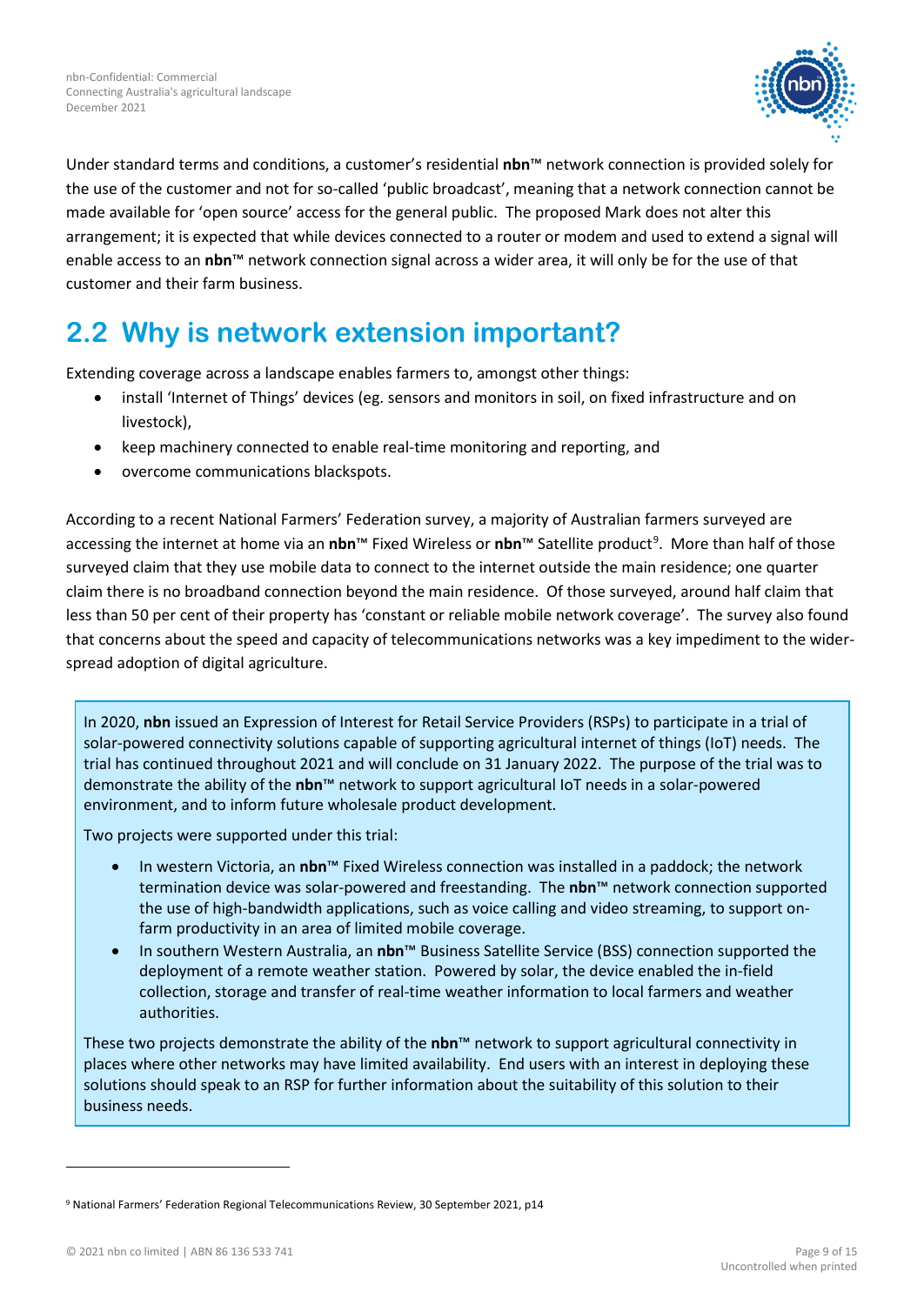Under standard terms and conditions, a customer's residential **nbn**™ network connection is provided solely for the use of the customer and not for so-called 'public broadcast', meaning that a network connection cannot be made available for 'open source' access for the general public. The proposed Mark does not alter this arrangement; it is expected that while devices connected to a router or modem and used to extend a signal will enable access to an **nbn**™ network connection signal across a wider area, it will only be for the use of that customer and their farm business.

## 2.2 Why is network extension important?

Extending coverage across a landscape enables farmers to, amongst other things:

- install 'Internet of Things' devices (eg. sensors and monitors in soil, on fixed infrastructure and on livestock),
- keep machinery connected to enable real-time monitoring and reporting, and
- overcome communications blackspots.

According to a recent National Farmers' Federation survey, a majority of Australian farmers surveyed are accessing the internet at home via an **nbn**™ Fixed Wireless or **nbn**™ Satellite product[9]. More than half of those surveyed claim that they use mobile data to connect to the internet outside the main residence; one quarter claim there is no broadband connection beyond the main residence. Of those surveyed, around half claim that less than 50 per cent of their property has 'constant or reliable mobile network coverage'. The survey also found that concerns about the speed and capacity of telecommunications networks was a key impediment to the wider-spread adoption of digital agriculture.

In 2020, **nbn** issued an Expression of Interest for Retail Service Providers (RSPs) to participate in a trial of solar-powered connectivity solutions capable of supporting agricultural internet of things (IoT) needs. The trial has continued throughout 2021 and will conclude on 31 January 2022. The purpose of the trial was to demonstrate the ability of the **nbn**™ network to support agricultural IoT needs in a solar-powered environment, and to inform future wholesale product development.

Two projects were supported under this trial:

- In western Victoria, an **nbn**™ Fixed Wireless connection was installed in a paddock; the network termination device was solar-powered and freestanding. The **nbn**™ network connection supported the use of high-bandwidth applications, such as voice calling and video streaming, to support on-farm productivity in an area of limited mobile coverage.
- In southern Western Australia, an **nbn**™ Business Satellite Service (BSS) connection supported the deployment of a remote weather station. Powered by solar, the device enabled the in-field collection, storage and transfer of real-time weather information to local farmers and weather authorities.

These two projects demonstrate the ability of the **nbn**™ network to support agricultural connectivity in places where other networks may have limited availability. End users with an interest in deploying these solutions should speak to an RSP for further information about the suitability of this solution to their business needs.

[9] National Farmers' Federation Regional Telecommunications Review, 30 September 2021, p14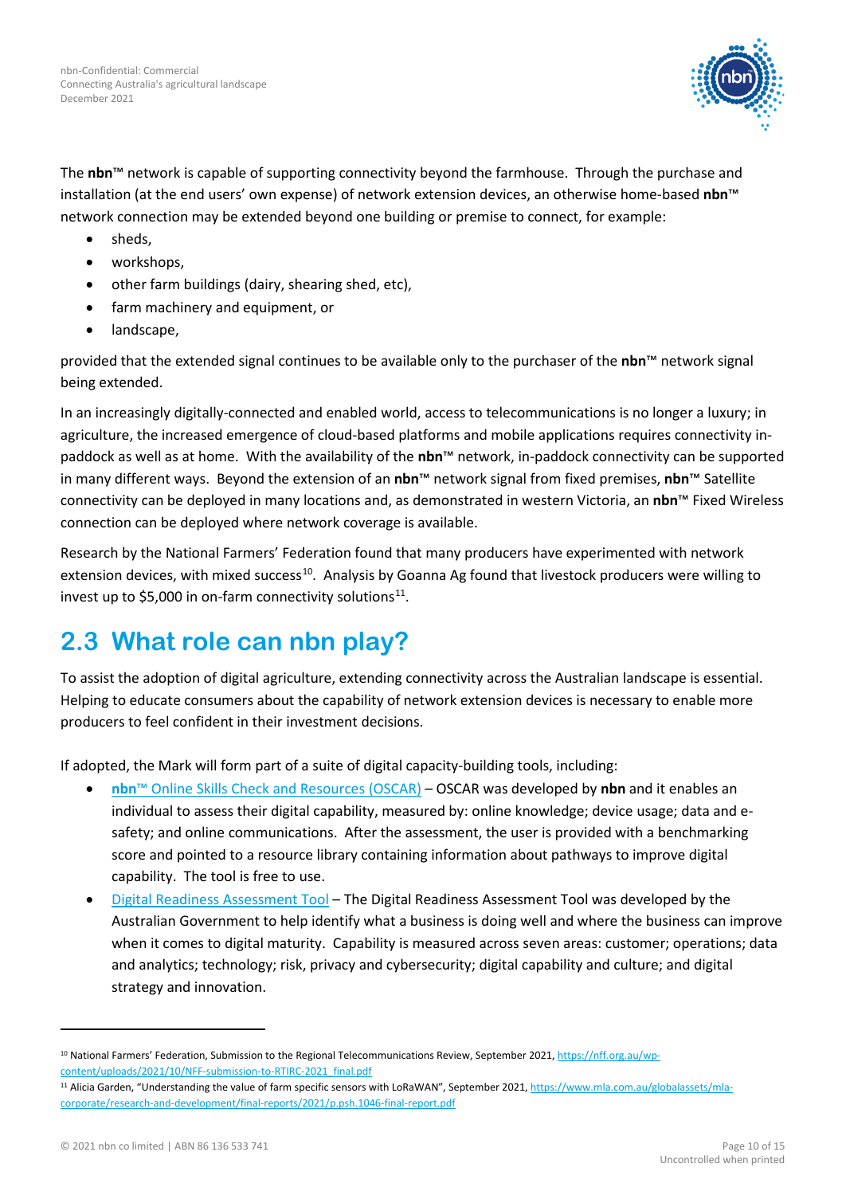The **nbn**™ network is capable of supporting connectivity beyond the farmhouse. Through the purchase and installation (at the end users' own expense) of network extension devices, an otherwise home-based **nbn**™ network connection may be extended beyond one building or premise to connect, for example:

- sheds,
- workshops,
- other farm buildings (dairy, shearing shed, etc),
- farm machinery and equipment, or
- landscape,

provided that the extended signal continues to be available only to the purchaser of the **nbn**™ network signal being extended.

In an increasingly digitally-connected and enabled world, access to telecommunications is no longer a luxury; in agriculture, the increased emergence of cloud-based platforms and mobile applications requires connectivity in-paddock as well as at home. With the availability of the **nbn**™ network, in-paddock connectivity can be supported in many different ways. Beyond the extension of an **nbn**™ network signal from fixed premises, **nbn**™ Satellite connectivity can be deployed in many locations and, as demonstrated in western Victoria, an **nbn**™ Fixed Wireless connection can be deployed where network coverage is available.

Research by the National Farmers' Federation found that many producers have experimented with network extension devices, with mixed success[10]. Analysis by Goanna Ag found that livestock producers were willing to invest up to $5,000 in on-farm connectivity solutions[11].

## 2.3 What role can nbn play?

To assist the adoption of digital agriculture, extending connectivity across the Australian landscape is essential. Helping to educate consumers about the capability of network extension devices is necessary to enable more producers to feel confident in their investment decisions.

If adopted, the Mark will form part of a suite of digital capacity-building tools, including:

- **nbn**™ Online Skills Check and Resources (OSCAR) – OSCAR was developed by **nbn** and it enables an individual to assess their digital capability, measured by: online knowledge; device usage; data and e-safety; and online communications. After the assessment, the user is provided with a benchmarking score and pointed to a resource library containing information about pathways to improve digital capability. The tool is free to use.
- Digital Readiness Assessment Tool – The Digital Readiness Assessment Tool was developed by the Australian Government to help identify what a business is doing well and where the business can improve when it comes to digital maturity. Capability is measured across seven areas: customer; operations; data and analytics; technology; risk, privacy and cybersecurity; digital capability and culture; and digital strategy and innovation.

---

[10] National Farmers' Federation, Submission to the Regional Telecommunications Review, September 2021, https://nff.org.au/wp-content/uploads/2021/10/NFF-submission-to-RTIRC-2021_final.pdf

[11] Alicia Garden, "Understanding the value of farm specific sensors with LoRaWAN", September 2021, https://www.mla.com.au/globalassets/mla-corporate/research-and-development/final-reports/2021/p.psh.1046-final-report.pdf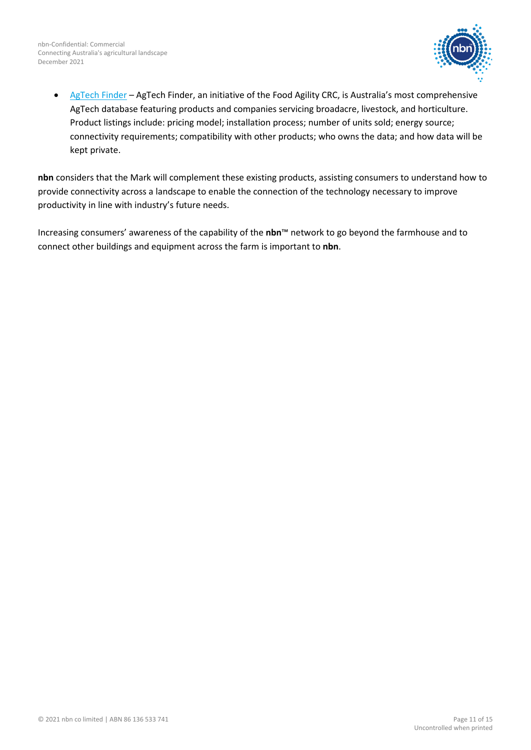- AgTech Finder – AgTech Finder, an initiative of the Food Agility CRC, is Australia's most comprehensive AgTech database featuring products and companies servicing broadacre, livestock, and horticulture. Product listings include: pricing model; installation process; number of units sold; energy source; connectivity requirements; compatibility with other products; who owns the data; and how data will be kept private.

**nbn** considers that the Mark will complement these existing products, assisting consumers to understand how to provide connectivity across a landscape to enable the connection of the technology necessary to improve productivity in line with industry's future needs.

Increasing consumers' awareness of the capability of the **nbn**™ network to go beyond the farmhouse and to connect other buildings and equipment across the farm is important to **nbn**.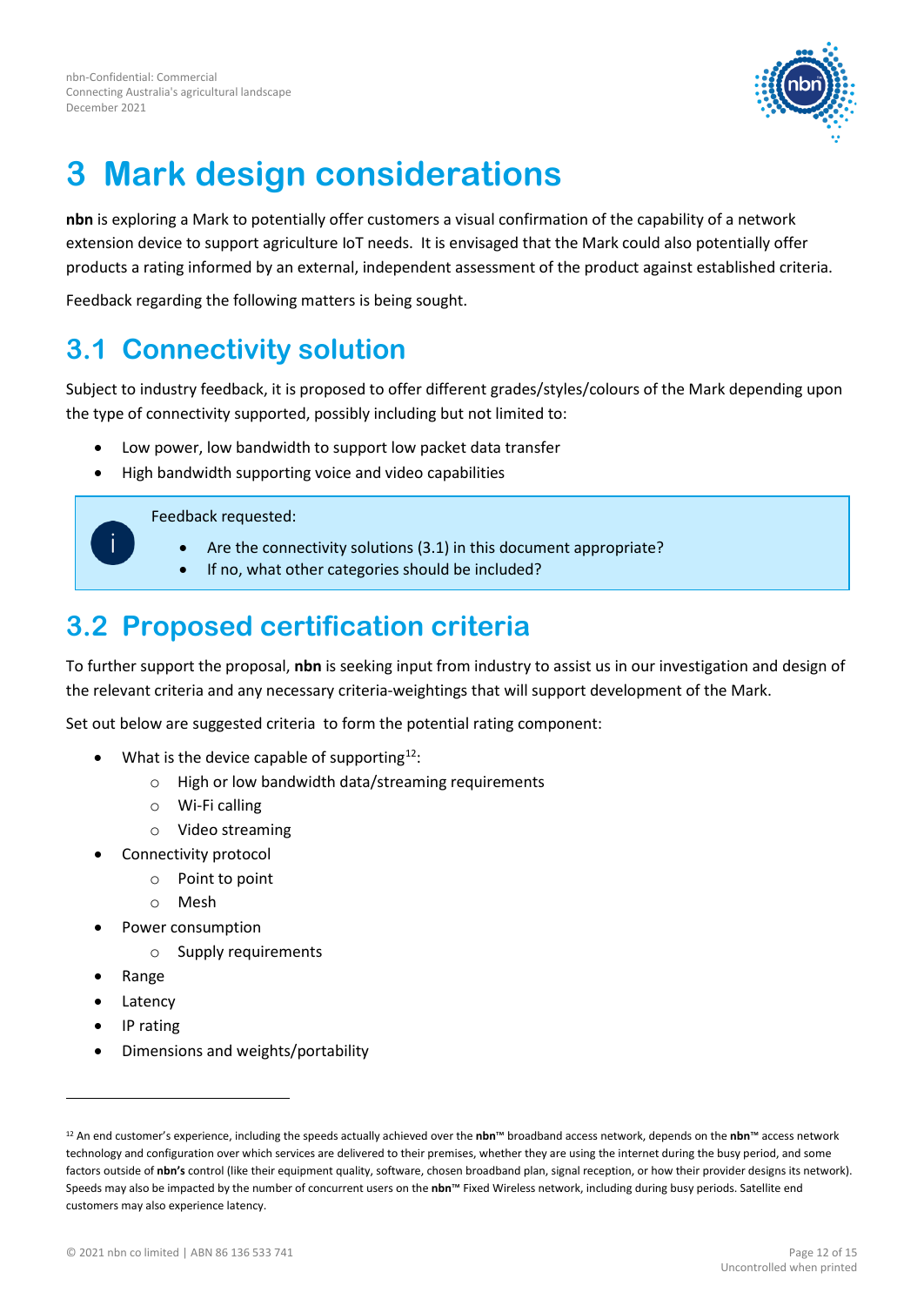# 3 Mark design considerations

**nbn** is exploring a Mark to potentially offer customers a visual confirmation of the capability of a network extension device to support agriculture IoT needs. It is envisaged that the Mark could also potentially offer products a rating informed by an external, independent assessment of the product against established criteria.

Feedback regarding the following matters is being sought.

## 3.1 Connectivity solution

Subject to industry feedback, it is proposed to offer different grades/styles/colours of the Mark depending upon the type of connectivity supported, possibly including but not limited to:

- Low power, low bandwidth to support low packet data transfer
- High bandwidth supporting voice and video capabilities

> Feedback requested:
>
> - Are the connectivity solutions (3.1) in this document appropriate?
> - If no, what other categories should be included?

## 3.2 Proposed certification criteria

To further support the proposal, **nbn** is seeking input from industry to assist us in our investigation and design of the relevant criteria and any necessary criteria-weightings that will support development of the Mark.

Set out below are suggested criteria to form the potential rating component:

- What is the device capable of supporting[12]:
  - High or low bandwidth data/streaming requirements
  - Wi-Fi calling
  - Video streaming
- Connectivity protocol
  - Point to point
  - Mesh
- Power consumption
  - Supply requirements
- Range
- Latency
- IP rating
- Dimensions and weights/portability

---

[12] An end customer's experience, including the speeds actually achieved over the **nbn**™ broadband access network, depends on the **nbn**™ access network technology and configuration over which services are delivered to their premises, whether they are using the internet during the busy period, and some factors outside of **nbn's** control (like their equipment quality, software, chosen broadband plan, signal reception, or how their provider designs its network). Speeds may also be impacted by the number of concurrent users on the **nbn**™ Fixed Wireless network, including during busy periods. Satellite end customers may also experience latency.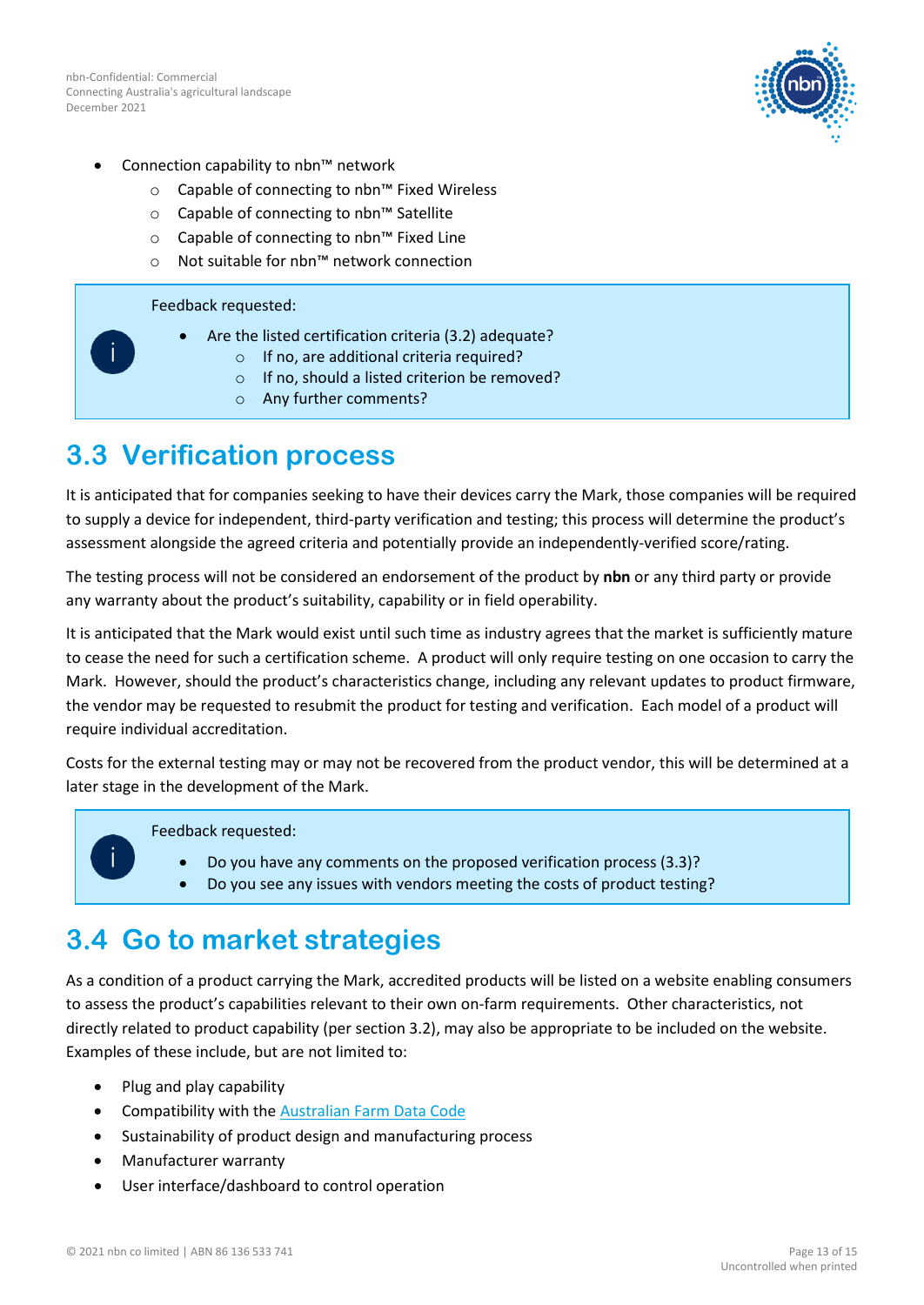- Connection capability to nbn™ network
    - Capable of connecting to nbn™ Fixed Wireless
    - Capable of connecting to nbn™ Satellite
    - Capable of connecting to nbn™ Fixed Line
    - Not suitable for nbn™ network connection

> Feedback requested:
>
> - Are the listed certification criteria (3.2) adequate?
>     - If no, are additional criteria required?
>     - If no, should a listed criterion be removed?
>     - Any further comments?

## 3.3 Verification process

It is anticipated that for companies seeking to have their devices carry the Mark, those companies will be required to supply a device for independent, third-party verification and testing; this process will determine the product's assessment alongside the agreed criteria and potentially provide an independently-verified score/rating.

The testing process will not be considered an endorsement of the product by **nbn** or any third party or provide any warranty about the product's suitability, capability or in field operability.

It is anticipated that the Mark would exist until such time as industry agrees that the market is sufficiently mature to cease the need for such a certification scheme. A product will only require testing on one occasion to carry the Mark. However, should the product's characteristics change, including any relevant updates to product firmware, the vendor may be requested to resubmit the product for testing and verification. Each model of a product will require individual accreditation.

Costs for the external testing may or may not be recovered from the product vendor, this will be determined at a later stage in the development of the Mark.

> Feedback requested:
>
> - Do you have any comments on the proposed verification process (3.3)?
> - Do you see any issues with vendors meeting the costs of product testing?

## 3.4 Go to market strategies

As a condition of a product carrying the Mark, accredited products will be listed on a website enabling consumers to assess the product's capabilities relevant to their own on-farm requirements. Other characteristics, not directly related to product capability (per section 3.2), may also be appropriate to be included on the website. Examples of these include, but are not limited to:

- Plug and play capability
- Compatibility with the Australian Farm Data Code
- Sustainability of product design and manufacturing process
- Manufacturer warranty
- User interface/dashboard to control operation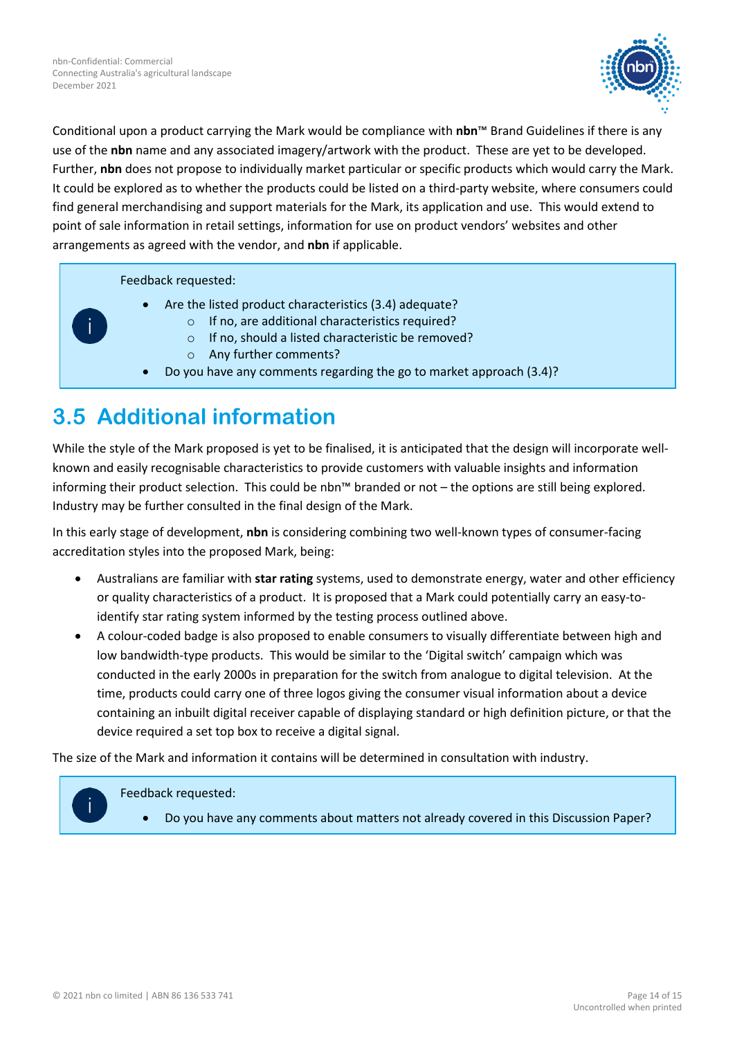Conditional upon a product carrying the Mark would be compliance with **nbn**™ Brand Guidelines if there is any use of the **nbn** name and any associated imagery/artwork with the product. These are yet to be developed. Further, **nbn** does not propose to individually market particular or specific products which would carry the Mark. It could be explored as to whether the products could be listed on a third-party website, where consumers could find general merchandising and support materials for the Mark, its application and use. This would extend to point of sale information in retail settings, information for use on product vendors' websites and other arrangements as agreed with the vendor, and **nbn** if applicable.

> Feedback requested:
>
> - Are the listed product characteristics (3.4) adequate?
>     - If no, are additional characteristics required?
>     - If no, should a listed characteristic be removed?
>     - Any further comments?
> - Do you have any comments regarding the go to market approach (3.4)?

## 3.5 Additional information

While the style of the Mark proposed is yet to be finalised, it is anticipated that the design will incorporate well-known and easily recognisable characteristics to provide customers with valuable insights and information informing their product selection. This could be nbn™ branded or not – the options are still being explored. Industry may be further consulted in the final design of the Mark.

In this early stage of development, **nbn** is considering combining two well-known types of consumer-facing accreditation styles into the proposed Mark, being:

- Australians are familiar with **star rating** systems, used to demonstrate energy, water and other efficiency or quality characteristics of a product. It is proposed that a Mark could potentially carry an easy-to-identify star rating system informed by the testing process outlined above.
- A colour-coded badge is also proposed to enable consumers to visually differentiate between high and low bandwidth-type products. This would be similar to the 'Digital switch' campaign which was conducted in the early 2000s in preparation for the switch from analogue to digital television. At the time, products could carry one of three logos giving the consumer visual information about a device containing an inbuilt digital receiver capable of displaying standard or high definition picture, or that the device required a set top box to receive a digital signal.

The size of the Mark and information it contains will be determined in consultation with industry.

> Feedback requested:
>
> - Do you have any comments about matters not already covered in this Discussion Paper?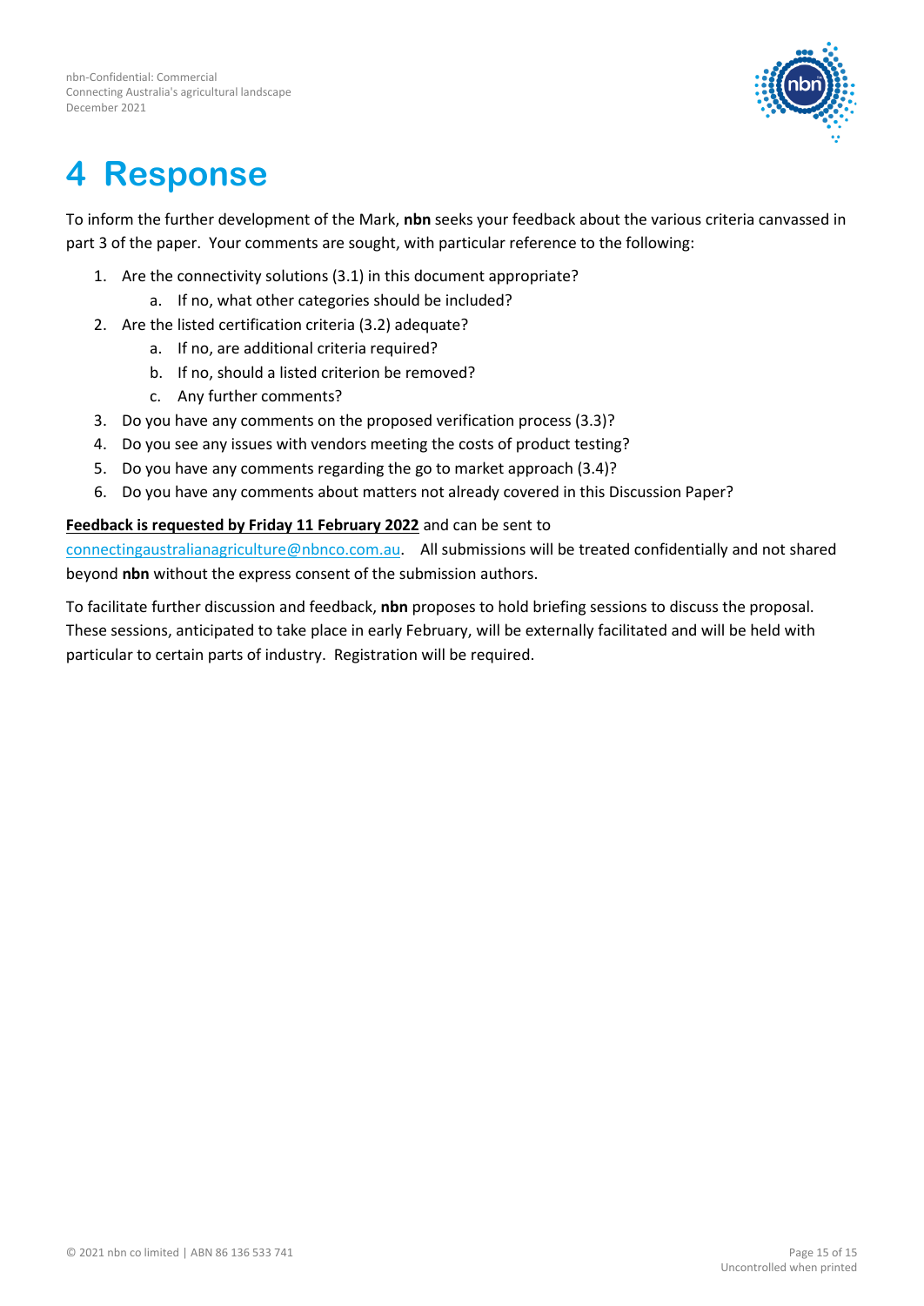# 4 Response

To inform the further development of the Mark, **nbn** seeks your feedback about the various criteria canvassed in part 3 of the paper. Your comments are sought, with particular reference to the following:

1. Are the connectivity solutions (3.1) in this document appropriate?
    a. If no, what other categories should be included?
2. Are the listed certification criteria (3.2) adequate?
    a. If no, are additional criteria required?
    b. If no, should a listed criterion be removed?
    c. Any further comments?
3. Do you have any comments on the proposed verification process (3.3)?
4. Do you see any issues with vendors meeting the costs of product testing?
5. Do you have any comments regarding the go to market approach (3.4)?
6. Do you have any comments about matters not already covered in this Discussion Paper?

**Feedback is requested by Friday 11 February 2022** and can be sent to connectingaustralianagriculture@nbnco.com.au. All submissions will be treated confidentially and not shared beyond **nbn** without the express consent of the submission authors.

To facilitate further discussion and feedback, **nbn** proposes to hold briefing sessions to discuss the proposal. These sessions, anticipated to take place in early February, will be externally facilitated and will be held with particular to certain parts of industry. Registration will be required.